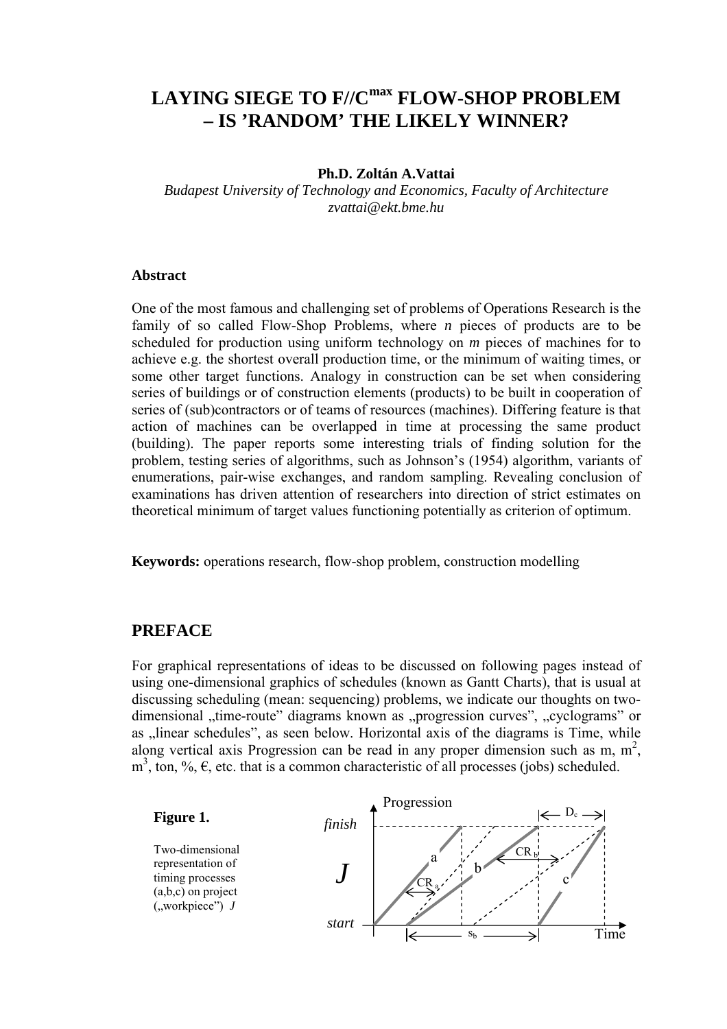# LAYING SIEGE TO F//C$^{max}$ FLOW-SHOP PROBLEM – IS 'RANDOM' THE LIKELY WINNER?

**Ph.D. Zoltán A.Vattai**

*Budapest University of Technology and Economics, Faculty of Architecture*
*zvattai@ekt.bme.hu*

### Abstract

One of the most famous and challenging set of problems of Operations Research is the family of so called Flow-Shop Problems, where *n* pieces of products are to be scheduled for production using uniform technology on *m* pieces of machines for to achieve e.g. the shortest overall production time, or the minimum of waiting times, or some other target functions. Analogy in construction can be set when considering series of buildings or of construction elements (products) to be built in cooperation of series of (sub)contractors or of teams of resources (machines). Differing feature is that action of machines can be overlapped in time at processing the same product (building). The paper reports some interesting trials of finding solution for the problem, testing series of algorithms, such as Johnson's (1954) algorithm, variants of enumerations, pair-wise exchanges, and random sampling. Revealing conclusion of examinations has driven attention of researchers into direction of strict estimates on theoretical minimum of target values functioning potentially as criterion of optimum.

**Keywords:** operations research, flow-shop problem, construction modelling

## PREFACE

For graphical representations of ideas to be discussed on following pages instead of using one-dimensional graphics of schedules (known as Gantt Charts), that is usual at discussing scheduling (mean: sequencing) problems, we indicate our thoughts on two-dimensional „time-route" diagrams known as „progression curves", „cyclograms" or as „linear schedules", as seen below. Horizontal axis of the diagrams is Time, while along vertical axis Progression can be read in any proper dimension such as m, m$^2$, m$^3$, ton, %, €, etc. that is a common characteristic of all processes (jobs) scheduled.

**Figure 1.**

Two-dimensional representation of timing processes (a,b,c) on project („workpiece") *J*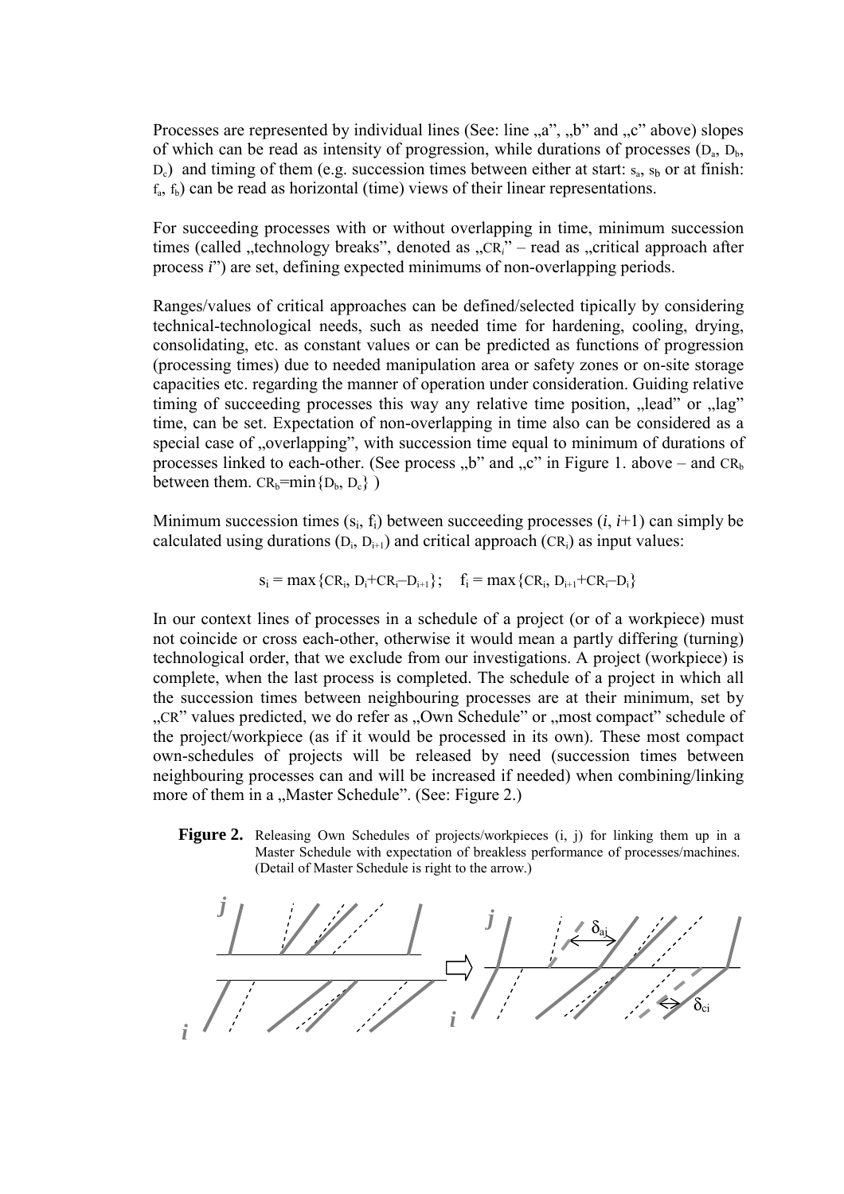Processes are represented by individual lines (See: line „a", „b" and „c" above) slopes of which can be read as intensity of progression, while durations of processes ($D_a$, $D_b$, $D_c$) and timing of them (e.g. succession times between either at start: $s_a$, $s_b$ or at finish: $f_a$, $f_b$) can be read as horizontal (time) views of their linear representations.

For succeeding processes with or without overlapping in time, minimum succession times (called „technology breaks", denoted as „$CR_i$" – read as „critical approach after process *i*") are set, defining expected minimums of non-overlapping periods.

Ranges/values of critical approaches can be defined/selected tipically by considering technical-technological needs, such as needed time for hardening, cooling, drying, consolidating, etc. as constant values or can be predicted as functions of progression (processing times) due to needed manipulation area or safety zones or on-site storage capacities etc. regarding the manner of operation under consideration. Guiding relative timing of succeeding processes this way any relative time position, „lead" or „lag" time, can be set. Expectation of non-overlapping in time also can be considered as a special case of „overlapping", with succession time equal to minimum of durations of processes linked to each-other. (See process „b" and „c" in Figure 1. above – and $CR_b$ between them. $CR_b = \min\{D_b, D_c\}$ )

Minimum succession times ($s_i$, $f_i$) between succeeding processes ($i$, $i$+1) can simply be calculated using durations ($D_i$, $D_{i+1}$) and critical approach ($CR_i$) as input values:

$$s_i = \max\{CR_i,\ D_i + CR_i - D_{i+1}\}; \quad f_i = \max\{CR_i,\ D_{i+1} + CR_i - D_i\}$$

In our context lines of processes in a schedule of a project (or of a workpiece) must not coincide or cross each-other, otherwise it would mean a partly differing (turning) technological order, that we exclude from our investigations. A project (workpiece) is complete, when the last process is completed. The schedule of a project in which all the succession times between neighbouring processes are at their minimum, set by „CR" values predicted, we do refer as „Own Schedule" or „most compact" schedule of the project/workpiece (as if it would be processed in its own). These most compact own-schedules of projects will be released by need (succession times between neighbouring processes can and will be increased if needed) when combining/linking more of them in a „Master Schedule". (See: Figure 2.)

**Figure 2.** Releasing Own Schedules of projects/workpieces (i, j) for linking them up in a Master Schedule with expectation of breakless performance of processes/machines. (Detail of Master Schedule is right to the arrow.)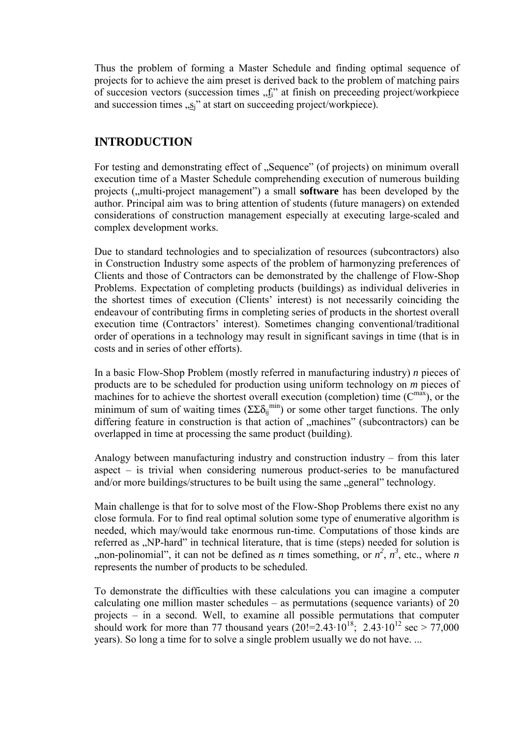Thus the problem of forming a Master Schedule and finding optimal sequence of projects for to achieve the aim preset is derived back to the problem of matching pairs of succesion vectors (succession times „$\underline{f}_i$" at finish on preceeding project/workpiece and succession times „$\underline{s}_j$" at start on succeeding project/workpiece).

## INTRODUCTION

For testing and demonstrating effect of „Sequence" (of projects) on minimum overall execution time of a Master Schedule comprehending execution of numerous building projects („multi-project management") a small **software** has been developed by the author. Principal aim was to bring attention of students (future managers) on extended considerations of construction management especially at executing large-scaled and complex development works.

Due to standard technologies and to specialization of resources (subcontractors) also in Construction Industry some aspects of the problem of harmonyzing preferences of Clients and those of Contractors can be demonstrated by the challenge of Flow-Shop Problems. Expectation of completing products (buildings) as individual deliveries in the shortest times of execution (Clients' interest) is not necessarily coinciding the endeavour of contributing firms in completing series of products in the shortest overall execution time (Contractors' interest). Sometimes changing conventional/traditional order of operations in a technology may result in significant savings in time (that is in costs and in series of other efforts).

In a basic Flow-Shop Problem (mostly referred in manufacturing industry) *n* pieces of products are to be scheduled for production using uniform technology on *m* pieces of machines for to achieve the shortest overall execution (completion) time ($C^{max}$), or the minimum of sum of waiting times ($\Sigma\Sigma\delta_{ij}^{min}$) or some other target functions. The only differing feature in construction is that action of „machines" (subcontractors) can be overlapped in time at processing the same product (building).

Analogy between manufacturing industry and construction industry – from this later aspect – is trivial when considering numerous product-series to be manufactured and/or more buildings/structures to be built using the same „general" technology.

Main challenge is that for to solve most of the Flow-Shop Problems there exist no any close formula. For to find real optimal solution some type of enumerative algorithm is needed, which may/would take enormous run-time. Computations of those kinds are referred as „NP-hard" in technical literature, that is time (steps) needed for solution is „non-polinomial", it can not be defined as *n* times something, or $n^2$, $n^3$, etc., where *n* represents the number of products to be scheduled.

To demonstrate the difficulties with these calculations you can imagine a computer calculating one million master schedules – as permutations (sequence variants) of 20 projects – in a second. Well, to examine all possible permutations that computer should work for more than 77 thousand years ($20!=2.43\cdot10^{18}$; $2.43\cdot10^{12}$ sec > 77,000 years). So long a time for to solve a single problem usually we do not have. ...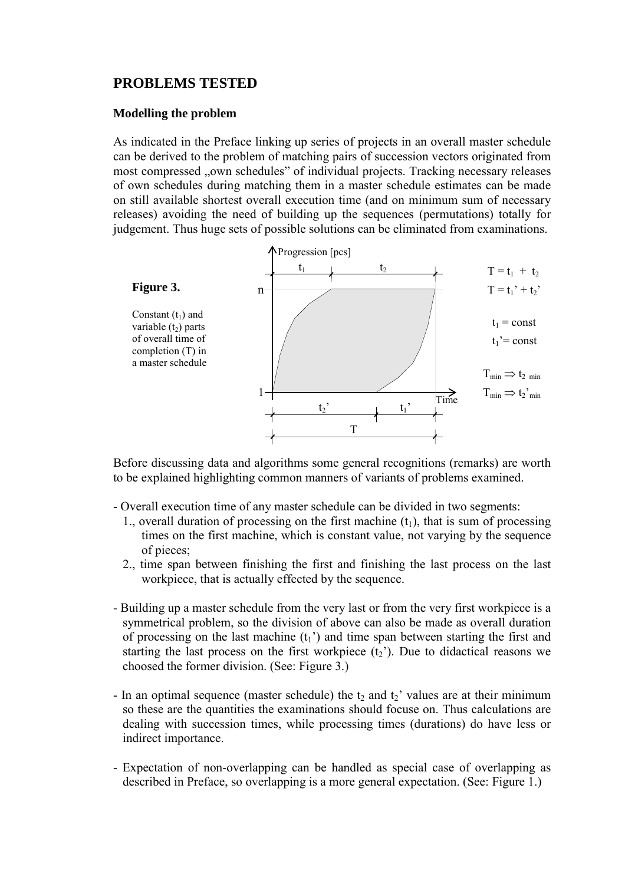## PROBLEMS TESTED

### Modelling the problem

As indicated in the Preface linking up series of projects in an overall master schedule can be derived to the problem of matching pairs of succession vectors originated from most compressed „own schedules" of individual projects. Tracking necessary releases of own schedules during matching them in a master schedule estimates can be made on still available shortest overall execution time (and on minimum sum of necessary releases) avoiding the need of building up the sequences (permutations) totally for judgement. Thus huge sets of possible solutions can be eliminated from examinations.

**Figure 3.**

Constant ($t_1$) and variable ($t_2$) parts of overall time of completion (T) in a master schedule

$T = t_1 + t_2$

$T = t_1' + t_2'$

$t_1 = \text{const}$

$t_1' = \text{const}$

$T_{min} \Rightarrow t_{2\ min}$

$T_{min} \Rightarrow t_2'_{min}$

Before discussing data and algorithms some general recognitions (remarks) are worth to be explained highlighting common manners of variants of problems examined.

- Overall execution time of any master schedule can be divided in two segments:
  1., overall duration of processing on the first machine ($t_1$), that is sum of processing times on the first machine, which is constant value, not varying by the sequence of pieces;
  2., time span between finishing the first and finishing the last process on the last workpiece, that is actually effected by the sequence.

- Building up a master schedule from the very last or from the very first workpiece is a symmetrical problem, so the division of above can also be made as overall duration of processing on the last machine ($t_1'$) and time span between starting the first and starting the last process on the first workpiece ($t_2'$). Due to didactical reasons we choosed the former division. (See: Figure 3.)

- In an optimal sequence (master schedule) the $t_2$ and $t_2'$ values are at their minimum so these are the quantities the examinations should focuse on. Thus calculations are dealing with succession times, while processing times (durations) do have less or indirect importance.

- Expectation of non-overlapping can be handled as special case of overlapping as described in Preface, so overlapping is a more general expectation. (See: Figure 1.)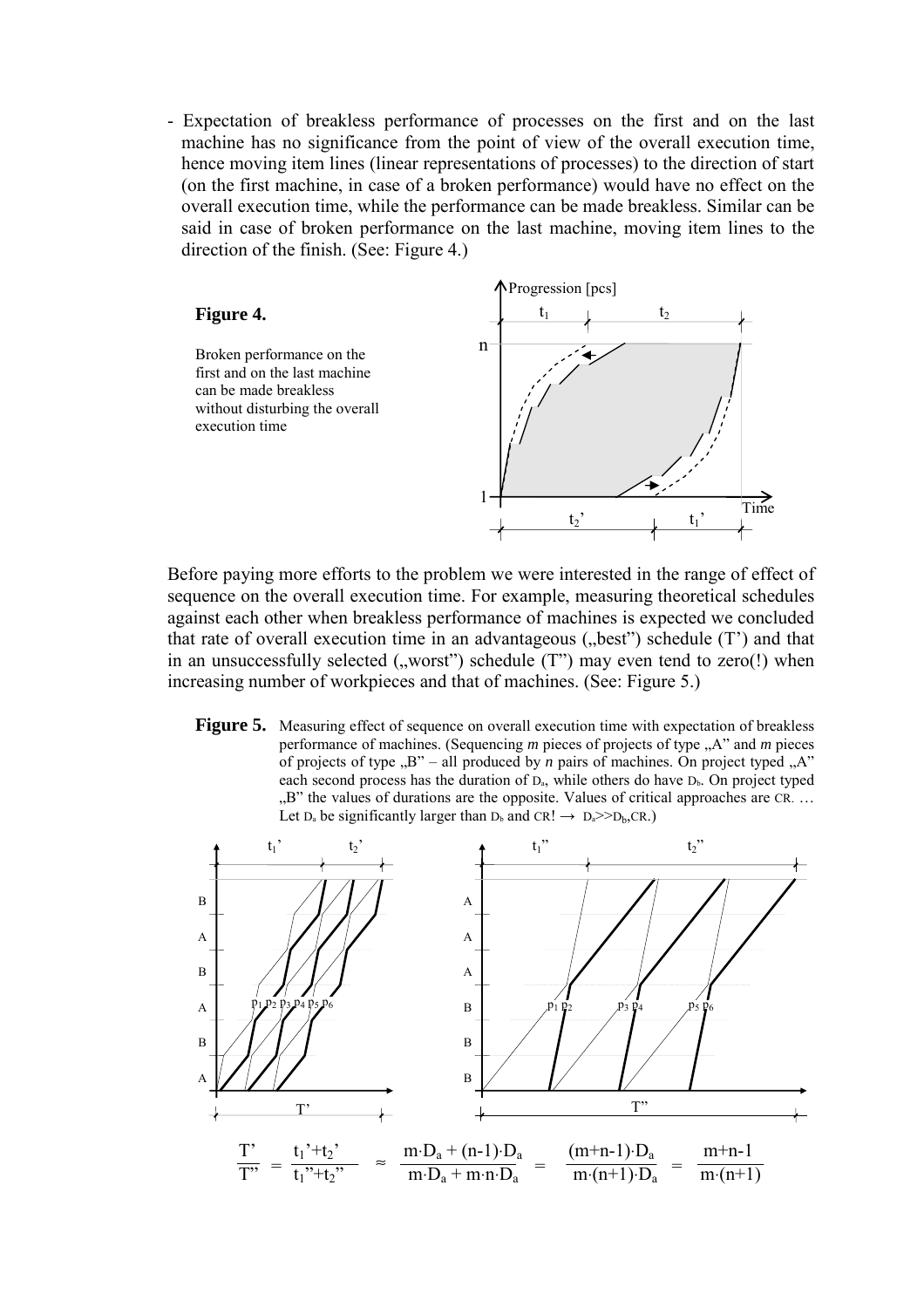- Expectation of breakless performance of processes on the first and on the last machine has no significance from the point of view of the overall execution time, hence moving item lines (linear representations of processes) to the direction of start (on the first machine, in case of a broken performance) would have no effect on the overall execution time, while the performance can be made breakless. Similar can be said in case of broken performance on the last machine, moving item lines to the direction of the finish. (See: Figure 4.)

**Figure 4.**

Broken performance on the first and on the last machine can be made breakless without disturbing the overall execution time

Before paying more efforts to the problem we were interested in the range of effect of sequence on the overall execution time. For example, measuring theoretical schedules against each other when breakless performance of machines is expected we concluded that rate of overall execution time in an advantageous („best") schedule (T') and that in an unsuccessfully selected („worst") schedule (T") may even tend to zero(!) when increasing number of workpieces and that of machines. (See: Figure 5.)

**Figure 5.** Measuring effect of sequence on overall execution time with expectation of breakless performance of machines. (Sequencing *m* pieces of projects of type „A" and *m* pieces of projects of type „B" – all produced by *n* pairs of machines. On project typed „A" each second process has the duration of $D_a$, while others do have $D_b$. On project typed „B" the values of durations are the opposite. Values of critical approaches are CR. … Let $D_a$ be significantly larger than $D_b$ and CR! → $D_a \gg D_b, CR$.)

$$\frac{T'}{T''} = \frac{t_1' + t_2'}{t_1'' + t_2''} \approx \frac{m \cdot D_a + (n-1) \cdot D_a}{m \cdot D_a + m \cdot n \cdot D_a} = \frac{(m+n-1) \cdot D_a}{m \cdot (n+1) \cdot D_a} = \frac{m+n-1}{m \cdot (n+1)}$$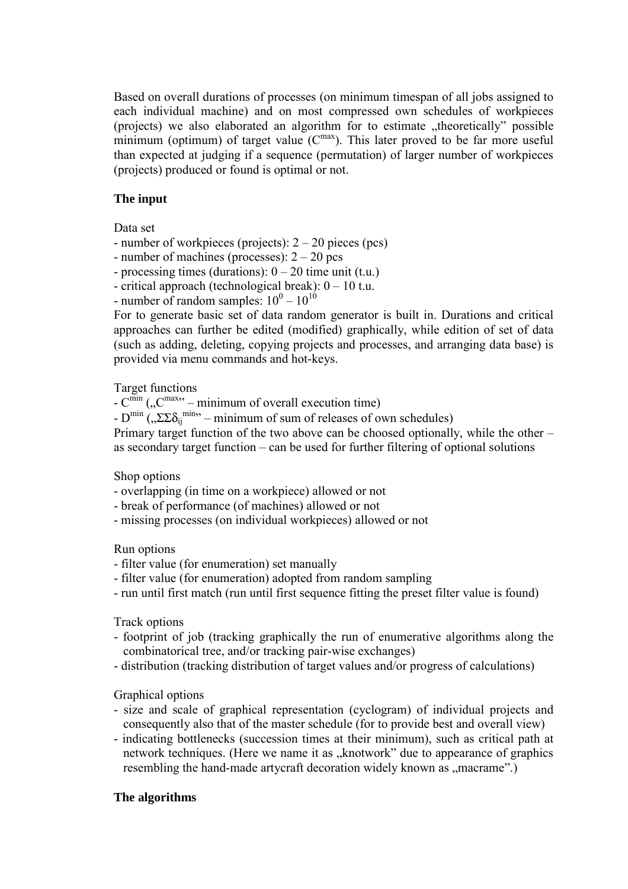Based on overall durations of processes (on minimum timespan of all jobs assigned to each individual machine) and on most compressed own schedules of workpieces (projects) we also elaborated an algorithm for to estimate „theoretically" possible minimum (optimum) of target value ($C^{max}$). This later proved to be far more useful than expected at judging if a sequence (permutation) of larger number of workpieces (projects) produced or found is optimal or not.

**The input**

Data set

- number of workpieces (projects): 2 – 20 pieces (pcs)
- number of machines (processes): 2 – 20 pcs
- processing times (durations): 0 – 20 time unit (t.u.)
- critical approach (technological break): 0 – 10 t.u.
- number of random samples: $10^0 – 10^{10}$

For to generate basic set of data random generator is built in. Durations and critical approaches can further be edited (modified) graphically, while edition of set of data (such as adding, deleting, copying projects and processes, and arranging data base) is provided via menu commands and hot-keys.

Target functions

- $C^{min}$ („$C^{max}$" – minimum of overall execution time)
- $D^{min}$ („$\Sigma\Sigma\delta_{ij}^{min}$" – minimum of sum of releases of own schedules)

Primary target function of the two above can be choosed optionally, while the other – as secondary target function – can be used for further filtering of optional solutions

Shop options

- overlapping (in time on a workpiece) allowed or not
- break of performance (of machines) allowed or not
- missing processes (on individual workpieces) allowed or not

Run options

- filter value (for enumeration) set manually
- filter value (for enumeration) adopted from random sampling
- run until first match (run until first sequence fitting the preset filter value is found)

Track options

- footprint of job (tracking graphically the run of enumerative algorithms along the combinatorical tree, and/or tracking pair-wise exchanges)
- distribution (tracking distribution of target values and/or progress of calculations)

Graphical options

- size and scale of graphical representation (cyclogram) of individual projects and consequently also that of the master schedule (for to provide best and overall view)
- indicating bottlenecks (succession times at their minimum), such as critical path at network techniques. (Here we name it as „knotwork" due to appearance of graphics resembling the hand-made artycraft decoration widely known as „macrame".)

**The algorithms**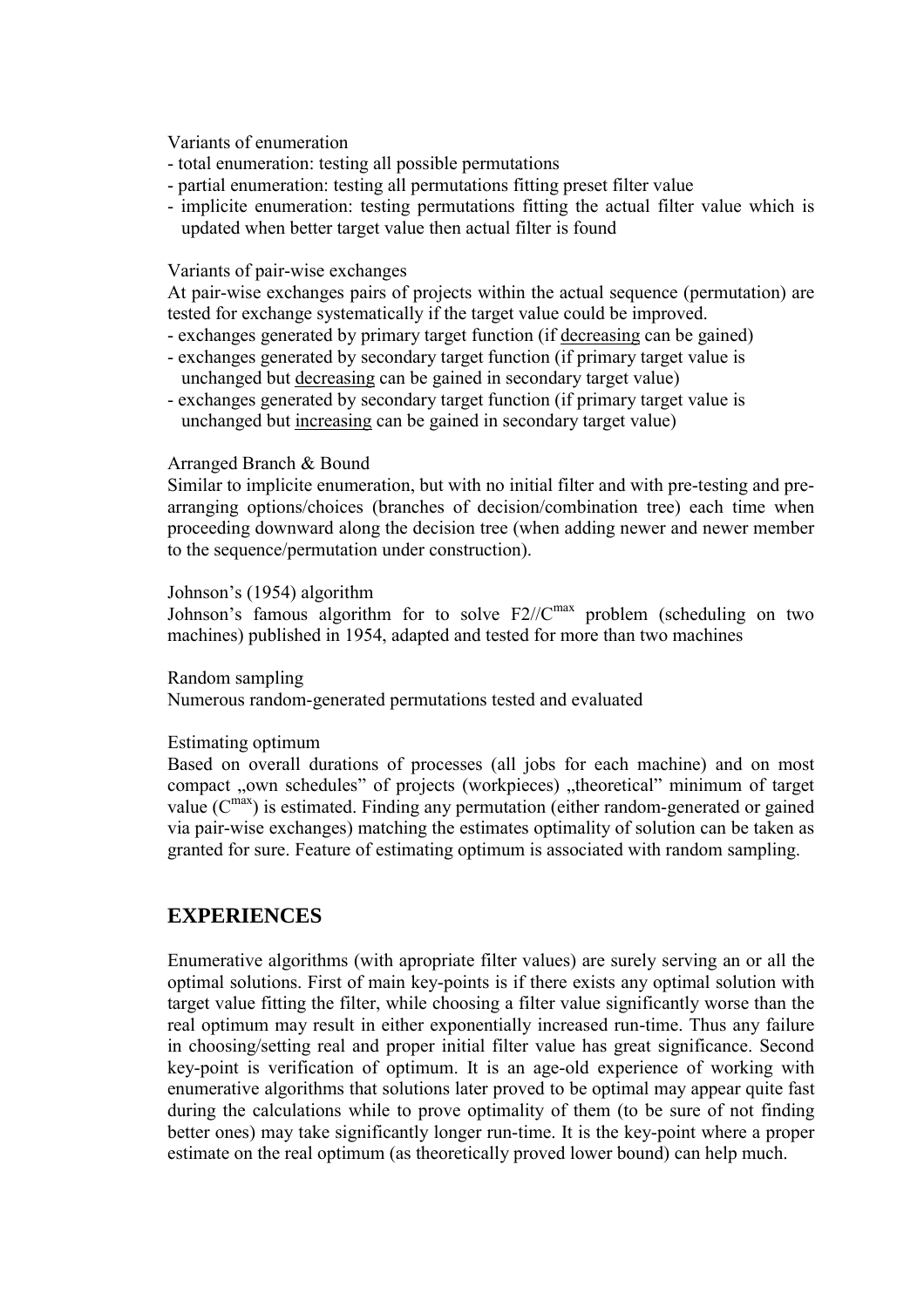Variants of enumeration

- total enumeration: testing all possible permutations
- partial enumeration: testing all permutations fitting preset filter value
- implicite enumeration: testing permutations fitting the actual filter value which is updated when better target value then actual filter is found

Variants of pair-wise exchanges

At pair-wise exchanges pairs of projects within the actual sequence (permutation) are tested for exchange systematically if the target value could be improved.

- exchanges generated by primary target function (if decreasing can be gained)
- exchanges generated by secondary target function (if primary target value is unchanged but decreasing can be gained in secondary target value)
- exchanges generated by secondary target function (if primary target value is unchanged but increasing can be gained in secondary target value)

Arranged Branch & Bound

Similar to implicite enumeration, but with no initial filter and with pre-testing and pre-arranging options/choices (branches of decision/combination tree) each time when proceeding downward along the decision tree (when adding newer and newer member to the sequence/permutation under construction).

Johnson's (1954) algorithm

Johnson's famous algorithm for to solve $F2//C^{max}$ problem (scheduling on two machines) published in 1954, adapted and tested for more than two machines

Random sampling

Numerous random-generated permutations tested and evaluated

Estimating optimum

Based on overall durations of processes (all jobs for each machine) and on most compact „own schedules" of projects (workpieces) „theoretical" minimum of target value ($C^{max}$) is estimated. Finding any permutation (either random-generated or gained via pair-wise exchanges) matching the estimates optimality of solution can be taken as granted for sure. Feature of estimating optimum is associated with random sampling.

## EXPERIENCES

Enumerative algorithms (with apropriate filter values) are surely serving an or all the optimal solutions. First of main key-points is if there exists any optimal solution with target value fitting the filter, while choosing a filter value significantly worse than the real optimum may result in either exponentially increased run-time. Thus any failure in choosing/setting real and proper initial filter value has great significance. Second key-point is verification of optimum. It is an age-old experience of working with enumerative algorithms that solutions later proved to be optimal may appear quite fast during the calculations while to prove optimality of them (to be sure of not finding better ones) may take significantly longer run-time. It is the key-point where a proper estimate on the real optimum (as theoretically proved lower bound) can help much.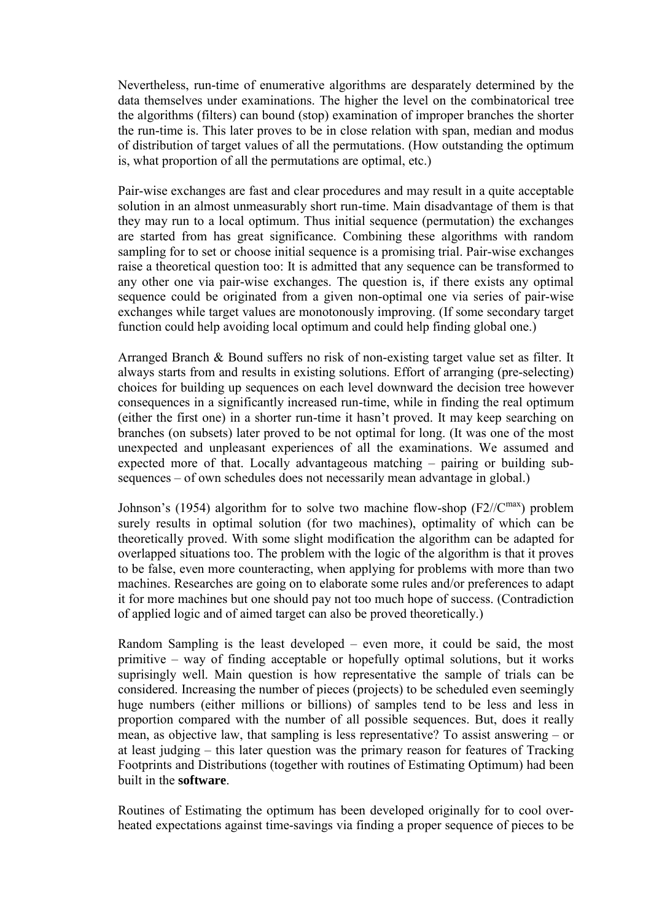Nevertheless, run-time of enumerative algorithms are desparately determined by the data themselves under examinations. The higher the level on the combinatorical tree the algorithms (filters) can bound (stop) examination of improper branches the shorter the run-time is. This later proves to be in close relation with span, median and modus of distribution of target values of all the permutations. (How outstanding the optimum is, what proportion of all the permutations are optimal, etc.)

Pair-wise exchanges are fast and clear procedures and may result in a quite acceptable solution in an almost unmeasurably short run-time. Main disadvantage of them is that they may run to a local optimum. Thus initial sequence (permutation) the exchanges are started from has great significance. Combining these algorithms with random sampling for to set or choose initial sequence is a promising trial. Pair-wise exchanges raise a theoretical question too: It is admitted that any sequence can be transformed to any other one via pair-wise exchanges. The question is, if there exists any optimal sequence could be originated from a given non-optimal one via series of pair-wise exchanges while target values are monotonously improving. (If some secondary target function could help avoiding local optimum and could help finding global one.)

Arranged Branch & Bound suffers no risk of non-existing target value set as filter. It always starts from and results in existing solutions. Effort of arranging (pre-selecting) choices for building up sequences on each level downward the decision tree however consequences in a significantly increased run-time, while in finding the real optimum (either the first one) in a shorter run-time it hasn't proved. It may keep searching on branches (on subsets) later proved to be not optimal for long. (It was one of the most unexpected and unpleasant experiences of all the examinations. We assumed and expected more of that. Locally advantageous matching – pairing or building sub-sequences – of own schedules does not necessarily mean advantage in global.)

Johnson's (1954) algorithm for to solve two machine flow-shop ($F2//C^{max}$) problem surely results in optimal solution (for two machines), optimality of which can be theoretically proved. With some slight modification the algorithm can be adapted for overlapped situations too. The problem with the logic of the algorithm is that it proves to be false, even more counteracting, when applying for problems with more than two machines. Researches are going on to elaborate some rules and/or preferences to adapt it for more machines but one should pay not too much hope of success. (Contradiction of applied logic and of aimed target can also be proved theoretically.)

Random Sampling is the least developed – even more, it could be said, the most primitive – way of finding acceptable or hopefully optimal solutions, but it works suprisingly well. Main question is how representative the sample of trials can be considered. Increasing the number of pieces (projects) to be scheduled even seemingly huge numbers (either millions or billions) of samples tend to be less and less in proportion compared with the number of all possible sequences. But, does it really mean, as objective law, that sampling is less representative? To assist answering – or at least judging – this later question was the primary reason for features of Tracking Footprints and Distributions (together with routines of Estimating Optimum) had been built in the **software**.

Routines of Estimating the optimum has been developed originally for to cool over-heated expectations against time-savings via finding a proper sequence of pieces to be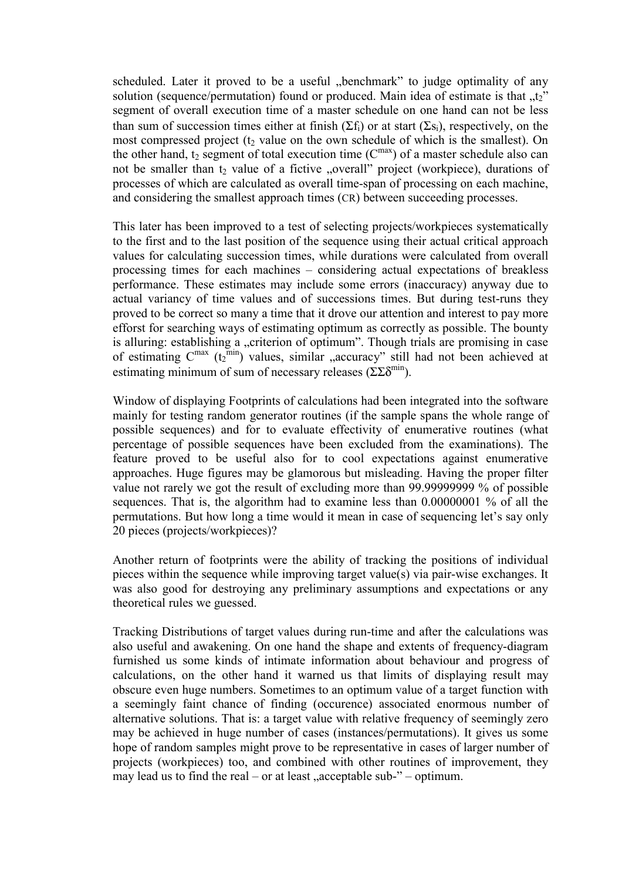scheduled. Later it proved to be a useful „benchmark" to judge optimality of any solution (sequence/permutation) found or produced. Main idea of estimate is that „$t_2$" segment of overall execution time of a master schedule on one hand can not be less than sum of succession times either at finish ($\Sigma f_i$) or at start ($\Sigma s_i$), respectively, on the most compressed project ($t_2$ value on the own schedule of which is the smallest). On the other hand, $t_2$ segment of total execution time ($C^{max}$) of a master schedule also can not be smaller than $t_2$ value of a fictive „overall" project (workpiece), durations of processes of which are calculated as overall time-span of processing on each machine, and considering the smallest approach times (CR) between succeeding processes.

This later has been improved to a test of selecting projects/workpieces systematically to the first and to the last position of the sequence using their actual critical approach values for calculating succession times, while durations were calculated from overall processing times for each machines – considering actual expectations of breakless performance. These estimates may include some errors (inaccuracy) anyway due to actual variancy of time values and of successions times. But during test-runs they proved to be correct so many a time that it drove our attention and interest to pay more efforst for searching ways of estimating optimum as correctly as possible. The bounty is alluring: establishing a „criterion of optimum". Though trials are promising in case of estimating $C^{max}$ ($t_2^{min}$) values, similar „accuracy" still had not been achieved at estimating minimum of sum of necessary releases ($\Sigma\Sigma\delta^{min}$).

Window of displaying Footprints of calculations had been integrated into the software mainly for testing random generator routines (if the sample spans the whole range of possible sequences) and for to evaluate effectivity of enumerative routines (what percentage of possible sequences have been excluded from the examinations). The feature proved to be useful also for to cool expectations against enumerative approaches. Huge figures may be glamorous but misleading. Having the proper filter value not rarely we got the result of excluding more than 99.99999999 % of possible sequences. That is, the algorithm had to examine less than 0.00000001 % of all the permutations. But how long a time would it mean in case of sequencing let's say only 20 pieces (projects/workpieces)?

Another return of footprints were the ability of tracking the positions of individual pieces within the sequence while improving target value(s) via pair-wise exchanges. It was also good for destroying any preliminary assumptions and expectations or any theoretical rules we guessed.

Tracking Distributions of target values during run-time and after the calculations was also useful and awakening. On one hand the shape and extents of frequency-diagram furnished us some kinds of intimate information about behaviour and progress of calculations, on the other hand it warned us that limits of displaying result may obscure even huge numbers. Sometimes to an optimum value of a target function with a seemingly faint chance of finding (occurence) associated enormous number of alternative solutions. That is: a target value with relative frequency of seemingly zero may be achieved in huge number of cases (instances/permutations). It gives us some hope of random samples might prove to be representative in cases of larger number of projects (workpieces) too, and combined with other routines of improvement, they may lead us to find the real – or at least „acceptable sub-" – optimum.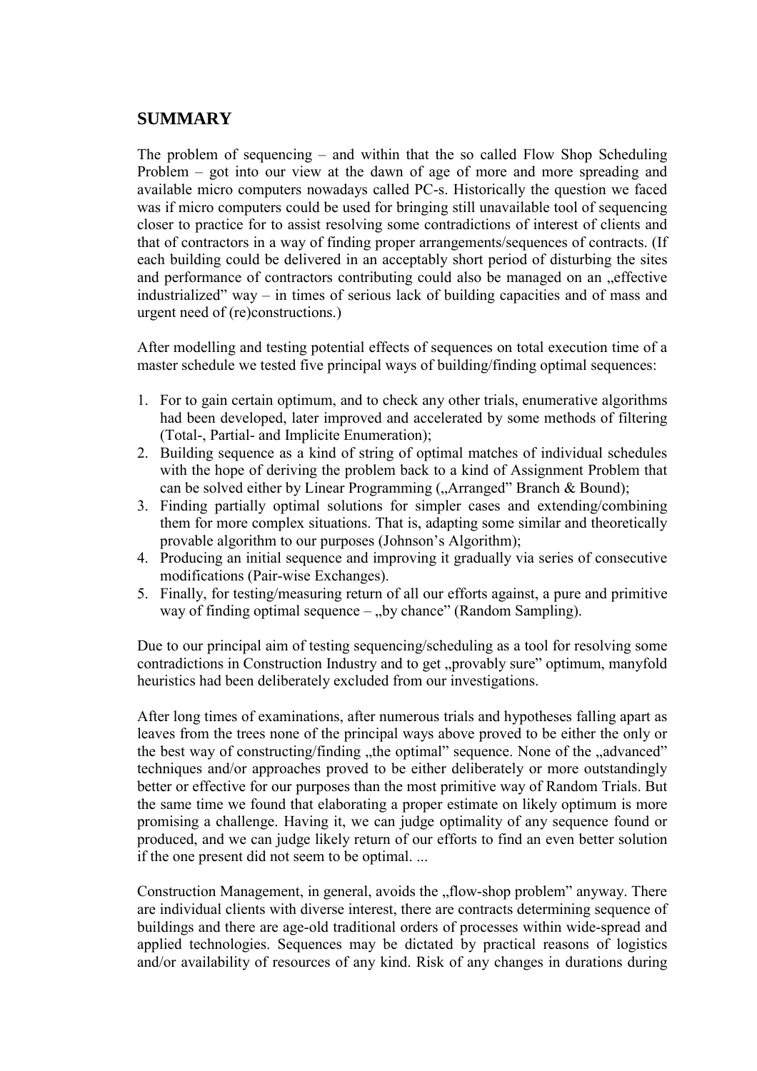## SUMMARY

The problem of sequencing – and within that the so called Flow Shop Scheduling Problem – got into our view at the dawn of age of more and more spreading and available micro computers nowadays called PC-s. Historically the question we faced was if micro computers could be used for bringing still unavailable tool of sequencing closer to practice for to assist resolving some contradictions of interest of clients and that of contractors in a way of finding proper arrangements/sequences of contracts. (If each building could be delivered in an acceptably short period of disturbing the sites and performance of contractors contributing could also be managed on an „effective industrialized" way – in times of serious lack of building capacities and of mass and urgent need of (re)constructions.)

After modelling and testing potential effects of sequences on total execution time of a master schedule we tested five principal ways of building/finding optimal sequences:

1. For to gain certain optimum, and to check any other trials, enumerative algorithms had been developed, later improved and accelerated by some methods of filtering (Total-, Partial- and Implicite Enumeration);
2. Building sequence as a kind of string of optimal matches of individual schedules with the hope of deriving the problem back to a kind of Assignment Problem that can be solved either by Linear Programming („Arranged" Branch & Bound);
3. Finding partially optimal solutions for simpler cases and extending/combining them for more complex situations. That is, adapting some similar and theoretically provable algorithm to our purposes (Johnson's Algorithm);
4. Producing an initial sequence and improving it gradually via series of consecutive modifications (Pair-wise Exchanges).
5. Finally, for testing/measuring return of all our efforts against, a pure and primitive way of finding optimal sequence – „by chance" (Random Sampling).

Due to our principal aim of testing sequencing/scheduling as a tool for resolving some contradictions in Construction Industry and to get „provably sure" optimum, manyfold heuristics had been deliberately excluded from our investigations.

After long times of examinations, after numerous trials and hypotheses falling apart as leaves from the trees none of the principal ways above proved to be either the only or the best way of constructing/finding „the optimal" sequence. None of the „advanced" techniques and/or approaches proved to be either deliberately or more outstandingly better or effective for our purposes than the most primitive way of Random Trials. But the same time we found that elaborating a proper estimate on likely optimum is more promising a challenge. Having it, we can judge optimality of any sequence found or produced, and we can judge likely return of our efforts to find an even better solution if the one present did not seem to be optimal. ...

Construction Management, in general, avoids the „flow-shop problem" anyway. There are individual clients with diverse interest, there are contracts determining sequence of buildings and there are age-old traditional orders of processes within wide-spread and applied technologies. Sequences may be dictated by practical reasons of logistics and/or availability of resources of any kind. Risk of any changes in durations during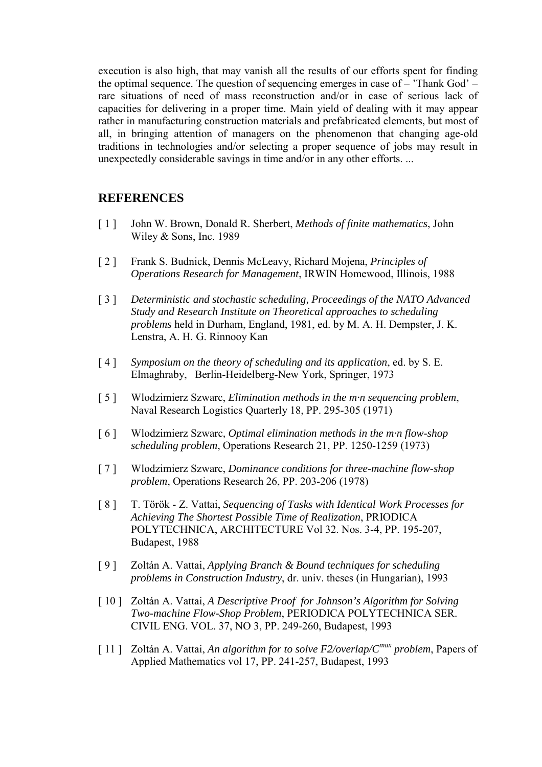execution is also high, that may vanish all the results of our efforts spent for finding the optimal sequence. The question of sequencing emerges in case of – 'Thank God' – rare situations of need of mass reconstruction and/or in case of serious lack of capacities for delivering in a proper time. Main yield of dealing with it may appear rather in manufacturing construction materials and prefabricated elements, but most of all, in bringing attention of managers on the phenomenon that changing age-old traditions in technologies and/or selecting a proper sequence of jobs may result in unexpectedly considerable savings in time and/or in any other efforts. ...

## REFERENCES

[ 1 ] John W. Brown, Donald R. Sherbert, *Methods of finite mathematics*, John Wiley & Sons, Inc. 1989

[ 2 ] Frank S. Budnick, Dennis McLeavy, Richard Mojena, *Principles of Operations Research for Management*, IRWIN Homewood, Illinois, 1988

[ 3 ] *Deterministic and stochastic scheduling, Proceedings of the NATO Advanced Study and Research Institute on Theoretical approaches to scheduling problems* held in Durham, England, 1981, ed. by M. A. H. Dempster, J. K. Lenstra, A. H. G. Rinnooy Kan

[ 4 ] *Symposium on the theory of scheduling and its application*, ed. by S. E. Elmaghraby, Berlin-Heidelberg-New York, Springer, 1973

[ 5 ] Wlodzimierz Szwarc, *Elimination methods in the m·n sequencing problem*, Naval Research Logistics Quarterly 18, PP. 295-305 (1971)

[ 6 ] Wlodzimierz Szwarc, *Optimal elimination methods in the m·n flow-shop scheduling problem*, Operations Research 21, PP. 1250-1259 (1973)

[ 7 ] Wlodzimierz Szwarc, *Dominance conditions for three-machine flow-shop problem*, Operations Research 26, PP. 203-206 (1978)

[ 8 ] T. Török - Z. Vattai, *Sequencing of Tasks with Identical Work Processes for Achieving The Shortest Possible Time of Realization*, PRIODICA POLYTECHNICA, ARCHITECTURE Vol 32. Nos. 3-4, PP. 195-207, Budapest, 1988

[ 9 ] Zoltán A. Vattai, *Applying Branch & Bound techniques for scheduling problems in Construction Industry*, dr. univ. theses (in Hungarian), 1993

[ 10 ] Zoltán A. Vattai, *A Descriptive Proof for Johnson's Algorithm for Solving Two-machine Flow-Shop Problem*, PERIODICA POLYTECHNICA SER. CIVIL ENG. VOL. 37, NO 3, PP. 249-260, Budapest, 1993

[ 11 ] Zoltán A. Vattai, *An algorithm for to solve F2/overlap/$C^{max}$ problem*, Papers of Applied Mathematics vol 17, PP. 241-257, Budapest, 1993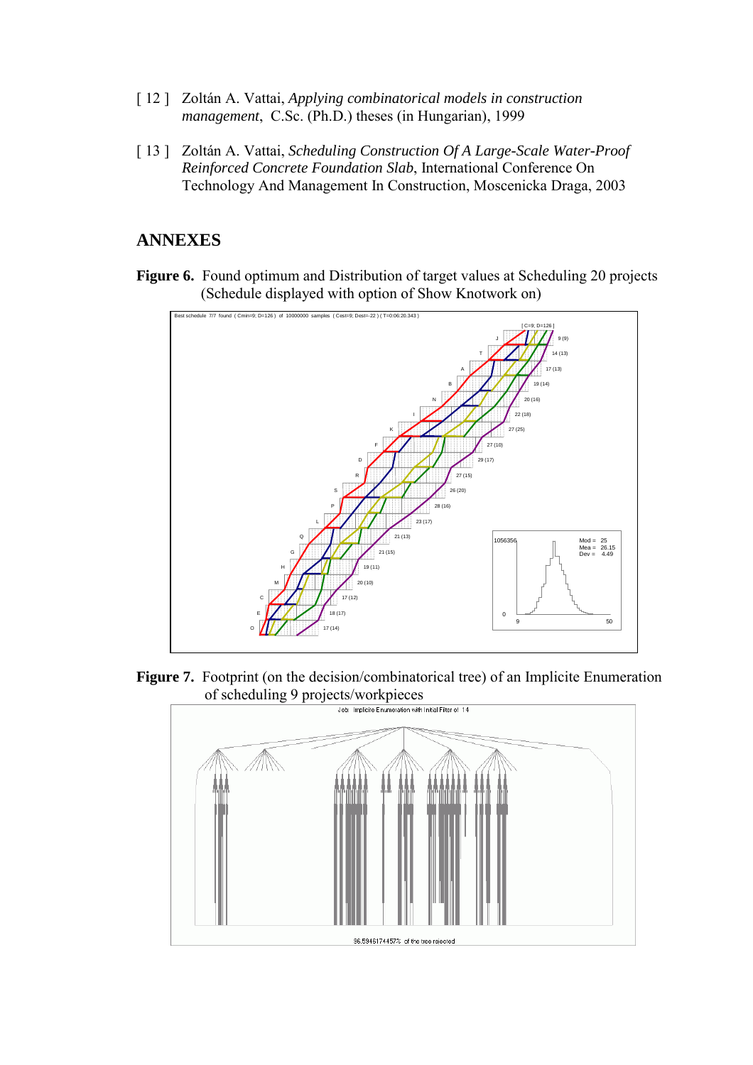[ 12 ] Zoltán A. Vattai, *Applying combinatorical models in construction management*, C.Sc. (Ph.D.) theses (in Hungarian), 1999

[ 13 ] Zoltán A. Vattai, *Scheduling Construction Of A Large-Scale Water-Proof Reinforced Concrete Foundation Slab*, International Conference On Technology And Management In Construction, Moscenicka Draga, 2003

## ANNEXES

**Figure 6.** Found optimum and Distribution of target values at Scheduling 20 projects (Schedule displayed with option of Show Knotwork on)

Best schedule 7/7 found ( Cmin=9; D=126 ) of 10000000 samples ( Cest=9; Dest=-22 ) ( T=0:06:20.343 )

[ C=9; D=126 ]

J 9 (9)
T 14 (13)
A 17 (13)
B 19 (14)
N 20 (16)
I 22 (18)
K 27 (25)
F 27 (10)
D 29 (17)
R 27 (15)
S 26 (20)
P 28 (16)
L 23 (17)
Q 21 (13)
G 21 (15)
H 19 (11)
M 20 (10)
C 17 (12)
E 18 (17)
O 17 (14)

1056356
0
9
50
Mod = 25
Mea = 26.15
Dev = 4.49

**Figure 7.** Footprint (on the decision/combinatorical tree) of an Implicite Enumeration of scheduling 9 projects/workpieces

Job: Implicite Enumeration with Initial Filter of 14

96.5946174457% of the tree rejected